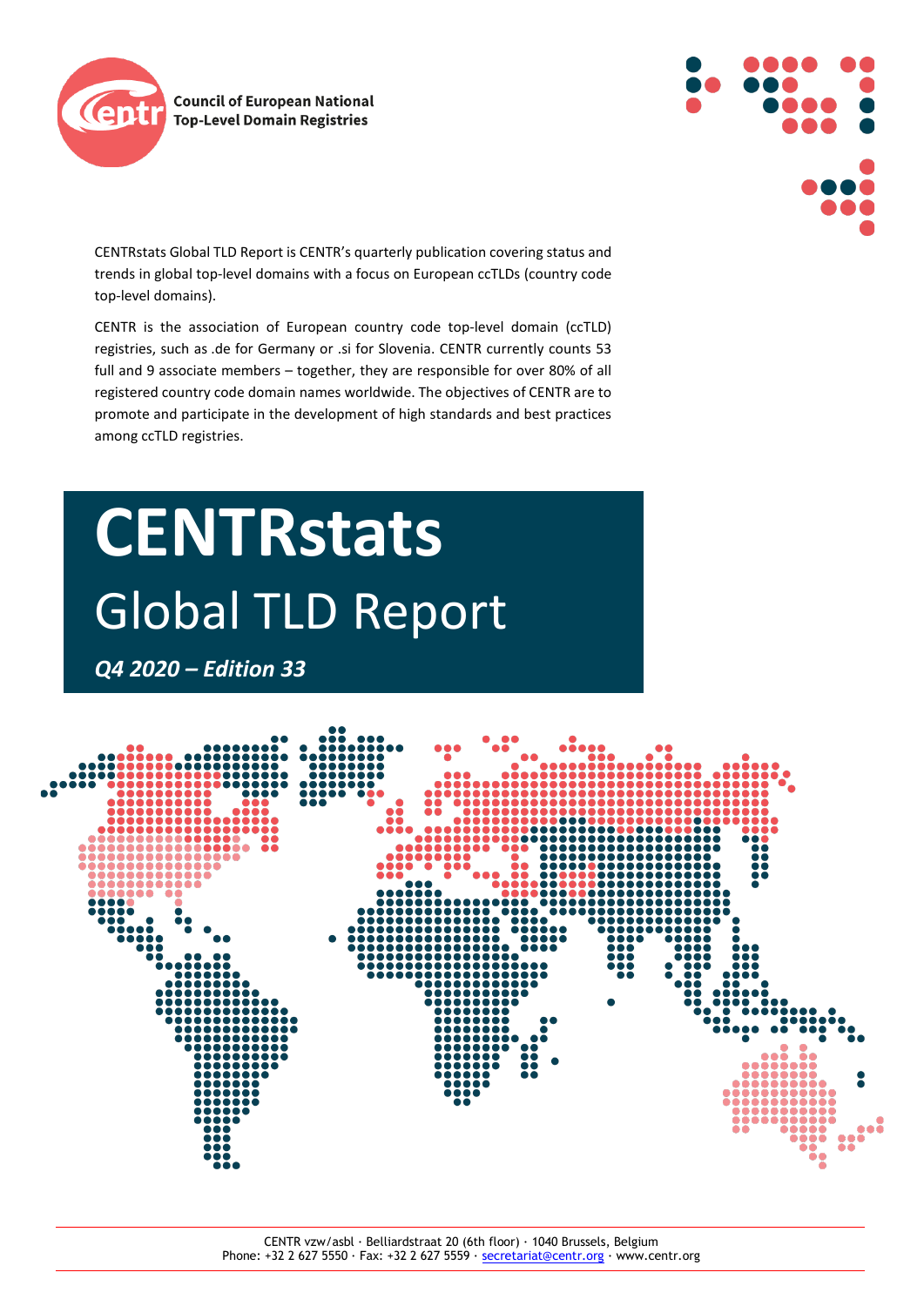Council of European National Top-Level Domain Registries

CENTRstats Global TLD Report is CENTR's quarterly publication covering status and trends in global top-level domains with a focus on European ccTLDs (country code top-level domains).

CENTR is the association of European country code top-level domain (ccTLD) registries, such as .de for Germany or .si for Slovenia. CENTR currently counts 53 full and 9 associate members – together, they are responsible for over 80% of all registered country code domain names worldwide. The objectives of CENTR are to promote and participate in the development of high standards and best practices among ccTLD registries.

# CENTRstats

## Global TLD Report

***Q4 2020 – Edition 33***

CENTR vzw/asbl · Belliardstraat 20 (6th floor) · 1040 Brussels, Belgium
Phone: +32 2 627 5550 · Fax: +32 2 627 5559 · secretariat@centr.org · www.centr.org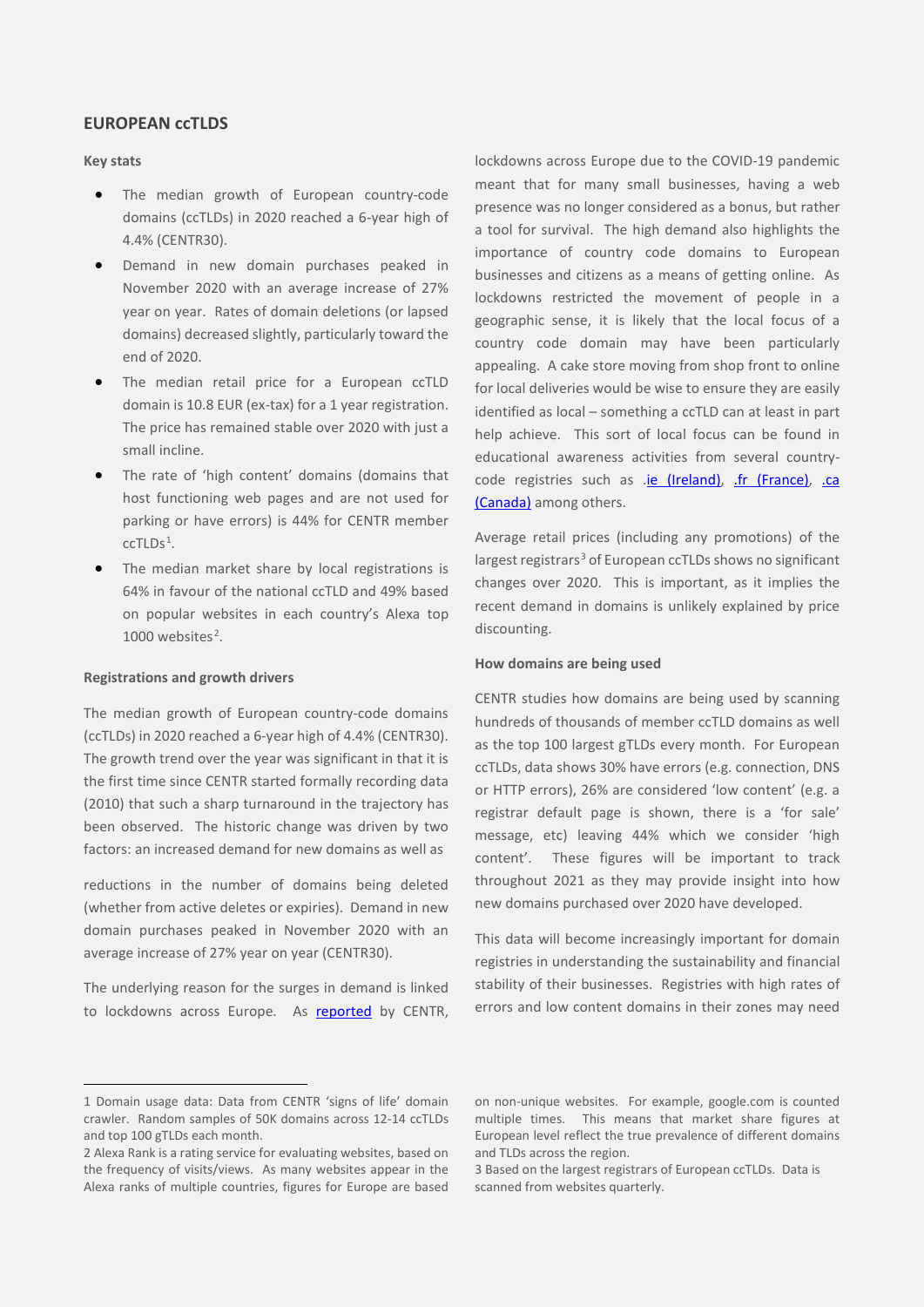## EUROPEAN ccTLDS

### Key stats

- The median growth of European country-code domains (ccTLDs) in 2020 reached a 6-year high of 4.4% (CENTR30).
- Demand in new domain purchases peaked in November 2020 with an average increase of 27% year on year. Rates of domain deletions (or lapsed domains) decreased slightly, particularly toward the end of 2020.
- The median retail price for a European ccTLD domain is 10.8 EUR (ex-tax) for a 1 year registration. The price has remained stable over 2020 with just a small incline.
- The rate of 'high content' domains (domains that host functioning web pages and are not used for parking or have errors) is 44% for CENTR member ccTLDs[1].
- The median market share by local registrations is 64% in favour of the national ccTLD and 49% based on popular websites in each country's Alexa top 1000 websites[2].

### Registrations and growth drivers

The median growth of European country-code domains (ccTLDs) in 2020 reached a 6-year high of 4.4% (CENTR30). The growth trend over the year was significant in that it is the first time since CENTR started formally recording data (2010) that such a sharp turnaround in the trajectory has been observed. The historic change was driven by two factors: an increased demand for new domains as well as reductions in the number of domains being deleted (whether from active deletes or expiries). Demand in new domain purchases peaked in November 2020 with an average increase of 27% year on year (CENTR30).

The underlying reason for the surges in demand is linked to lockdowns across Europe. As reported by CENTR, lockdowns across Europe due to the COVID-19 pandemic meant that for many small businesses, having a web presence was no longer considered as a bonus, but rather a tool for survival. The high demand also highlights the importance of country code domains to European businesses and citizens as a means of getting online. As lockdowns restricted the movement of people in a geographic sense, it is likely that the local focus of a country code domain may have been particularly appealing. A cake store moving from shop front to online for local deliveries would be wise to ensure they are easily identified as local – something a ccTLD can at least in part help achieve. This sort of local focus can be found in educational awareness activities from several country-code registries such as .ie (Ireland), .fr (France), .ca (Canada) among others.

Average retail prices (including any promotions) of the largest registrars[3] of European ccTLDs shows no significant changes over 2020. This is important, as it implies the recent demand in domains is unlikely explained by price discounting.

### How domains are being used

CENTR studies how domains are being used by scanning hundreds of thousands of member ccTLD domains as well as the top 100 largest gTLDs every month. For European ccTLDs, data shows 30% have errors (e.g. connection, DNS or HTTP errors), 26% are considered 'low content' (e.g. a registrar default page is shown, there is a 'for sale' message, etc) leaving 44% which we consider 'high content'. These figures will be important to track throughout 2021 as they may provide insight into how new domains purchased over 2020 have developed.

This data will become increasingly important for domain registries in understanding the sustainability and financial stability of their businesses. Registries with high rates of errors and low content domains in their zones may need

---

1 Domain usage data: Data from CENTR 'signs of life' domain crawler. Random samples of 50K domains across 12-14 ccTLDs and top 100 gTLDs each month.

2 Alexa Rank is a rating service for evaluating websites, based on the frequency of visits/views. As many websites appear in the Alexa ranks of multiple countries, figures for Europe are based on non-unique websites. For example, google.com is counted multiple times. This means that market share figures at European level reflect the true prevalence of different domains and TLDs across the region.

3 Based on the largest registrars of European ccTLDs. Data is scanned from websites quarterly.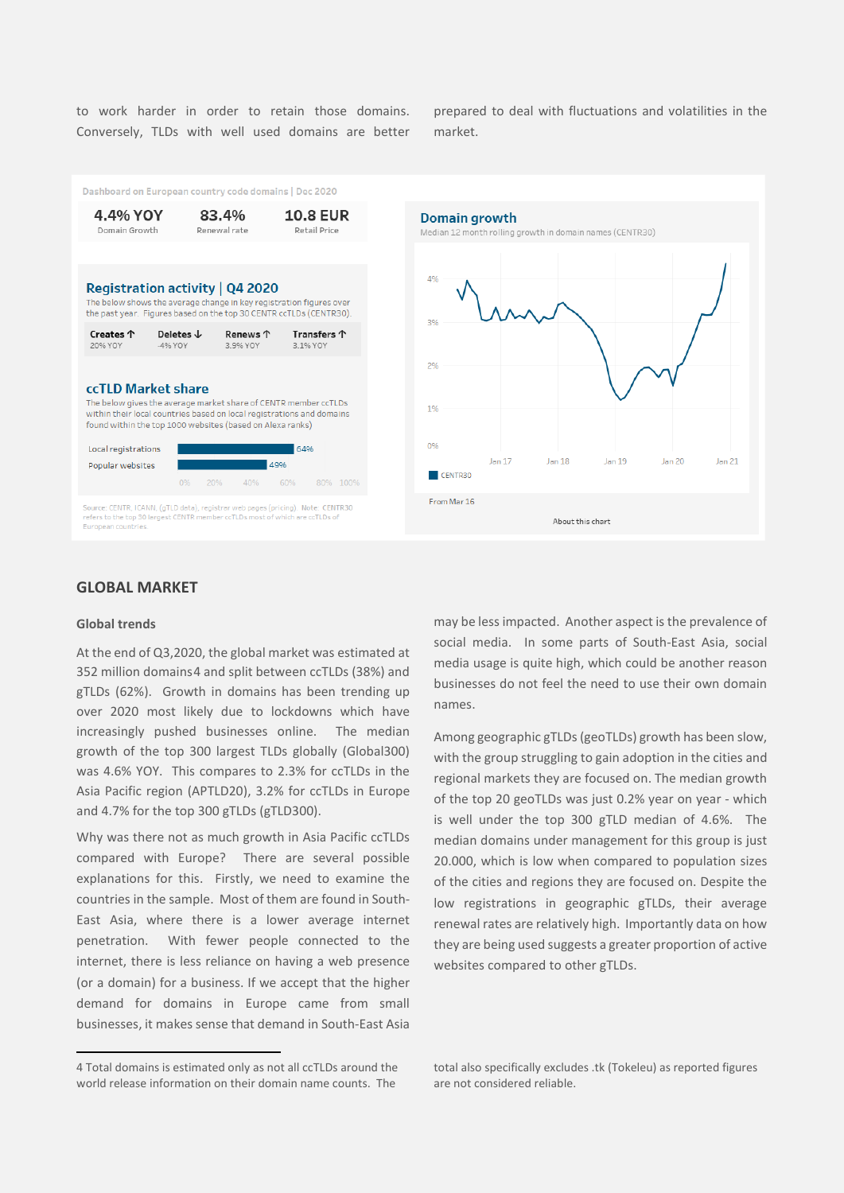to work harder in order to retain those domains. Conversely, TLDs with well used domains are better prepared to deal with fluctuations and volatilities in the market.

Dashboard on European country code domains | Dec 2020

| 4.4% YOY | 83.4% | 10.8 EUR |
|---|---|---|
| Domain Growth | Renewal rate | Retail Price |

**Registration activity | Q4 2020**

The below shows the average change in key registration figures over the past year. Figures based on the top 30 CENTR ccTLDs (CENTR30).

| Creates ↑ | Deletes ↓ | Renews ↑ | Transfers ↑ |
|---|---|---|---|
| 20% YOY | -4% YOY | 3.9% YOY | 3.1% YOY |

**ccTLD Market share**

The below gives the average market share of CENTR member ccTLDs within their local countries based on local registrations and domains found within the top 1000 websites (based on Alexa ranks)

| | |
|---|---|
| Local registrations | 64% |
| Popular websites | 49% |

Source: CENTR, ICANN, (gTLD data), registrar web pages (pricing). Note: CENTR30 refers to the top 30 largest CENTR member ccTLDs most of which are ccTLDs of European countries.

**Domain growth**

Median 12 month rolling growth in domain names (CENTR30)

From Mar 16

About this chart

## GLOBAL MARKET

### Global trends

At the end of Q3,2020, the global market was estimated at 352 million domains[4] and split between ccTLDs (38%) and gTLDs (62%). Growth in domains has been trending up over 2020 most likely due to lockdowns which have increasingly pushed businesses online. The median growth of the top 300 largest TLDs globally (Global300) was 4.6% YOY. This compares to 2.3% for ccTLDs in the Asia Pacific region (APTLD20), 3.2% for ccTLDs in Europe and 4.7% for the top 300 gTLDs (gTLD300).

Why was there not as much growth in Asia Pacific ccTLDs compared with Europe? There are several possible explanations for this. Firstly, we need to examine the countries in the sample. Most of them are found in South-East Asia, where there is a lower average internet penetration. With fewer people connected to the internet, there is less reliance on having a web presence (or a domain) for a business. If we accept that the higher demand for domains in Europe came from small businesses, it makes sense that demand in South-East Asia may be less impacted. Another aspect is the prevalence of social media. In some parts of South-East Asia, social media usage is quite high, which could be another reason businesses do not feel the need to use their own domain names.

Among geographic gTLDs (geoTLDs) growth has been slow, with the group struggling to gain adoption in the cities and regional markets they are focused on. The median growth of the top 20 geoTLDs was just 0.2% year on year - which is well under the top 300 gTLD median of 4.6%. The median domains under management for this group is just 20.000, which is low when compared to population sizes of the cities and regions they are focused on. Despite the low registrations in geographic gTLDs, their average renewal rates are relatively high. Importantly data on how they are being used suggests a greater proportion of active websites compared to other gTLDs.

4 Total domains is estimated only as not all ccTLDs around the world release information on their domain name counts. The total also specifically excludes .tk (Tokeleu) as reported figures are not considered reliable.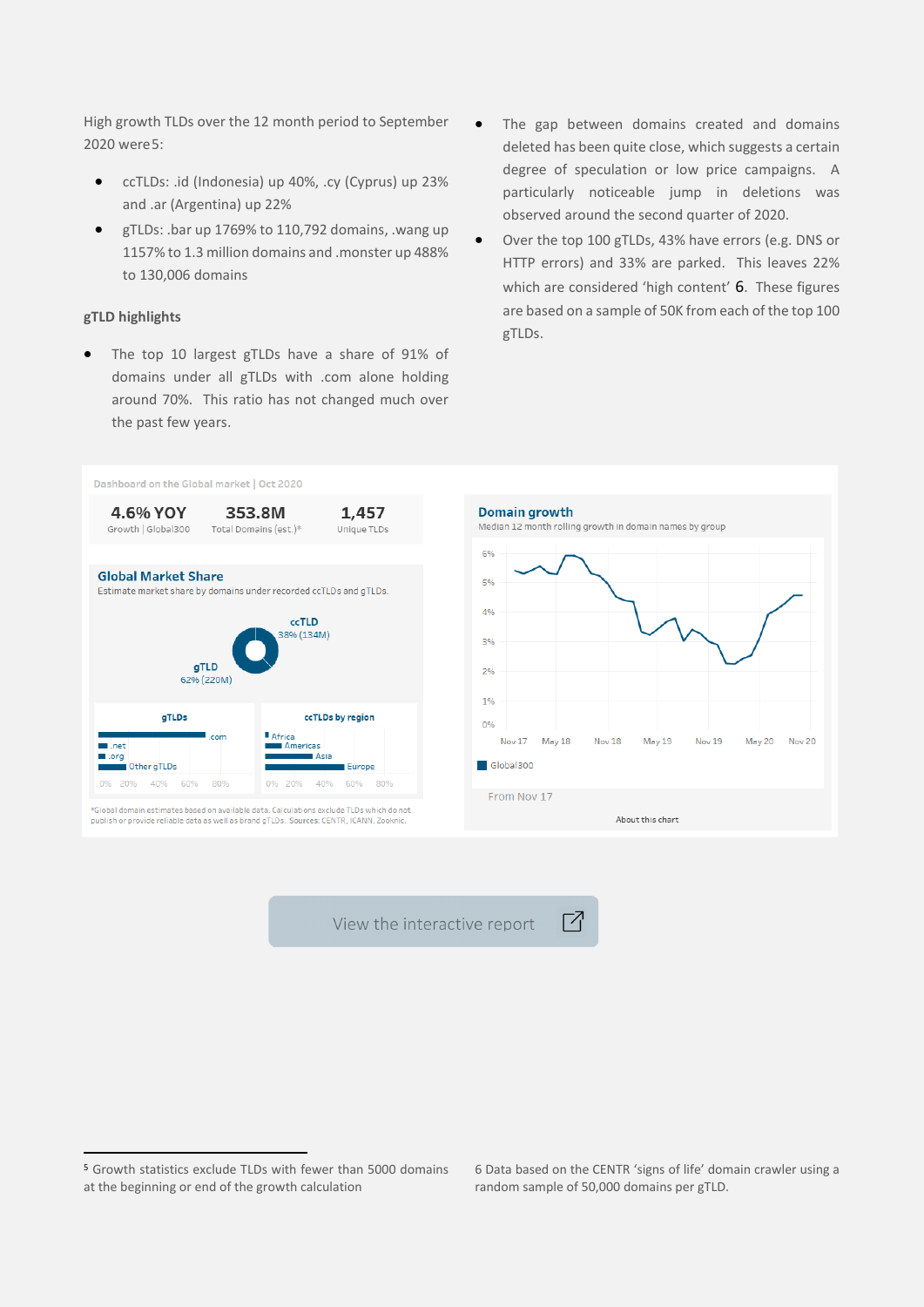High growth TLDs over the 12 month period to September 2020 were[5]:

- ccTLDs: .id (Indonesia) up 40%, .cy (Cyprus) up 23% and .ar (Argentina) up 22%
- gTLDs: .bar up 1769% to 110,792 domains, .wang up 1157% to 1.3 million domains and .monster up 488% to 130,006 domains

### gTLD highlights

- The top 10 largest gTLDs have a share of 91% of domains under all gTLDs with .com alone holding around 70%. This ratio has not changed much over the past few years.
- The gap between domains created and domains deleted has been quite close, which suggests a certain degree of speculation or low price campaigns. A particularly noticeable jump in deletions was observed around the second quarter of 2020.
- Over the top 100 gTLDs, 43% have errors (e.g. DNS or HTTP errors) and 33% are parked. This leaves 22% which are considered 'high content'[6]. These figures are based on a sample of 50K from each of the top 100 gTLDs.

Dashboard on the Global market | Oct 2020

| 4.6% YOY | 353.8M | 1,457 |
|---|---|---|
| Growth \| Global300 | Total Domains (est.)* | Unique TLDs |

**Global Market Share**

Estimate market share by domains under recorded ccTLDs and gTLDs.

ccTLD 38% (134M)

gTLD 62% (220M)

gTLDs: .com, .net, .org, Other gTLDs

ccTLDs by region: Africa, Americas, Asia, Europe

*Global domain estimates based on available data. Calculations exclude TLDs which do not publish or provide reliable data as well as brand gTLDs. Sources: CENTR, ICANN, Zooknic.

**Domain growth**

Median 12 month rolling growth in domain names by group

Global300

From Nov 17

About this chart

View the interactive report

[5] Growth statistics exclude TLDs with fewer than 5000 domains at the beginning or end of the growth calculation

[6] Data based on the CENTR 'signs of life' domain crawler using a random sample of 50,000 domains per gTLD.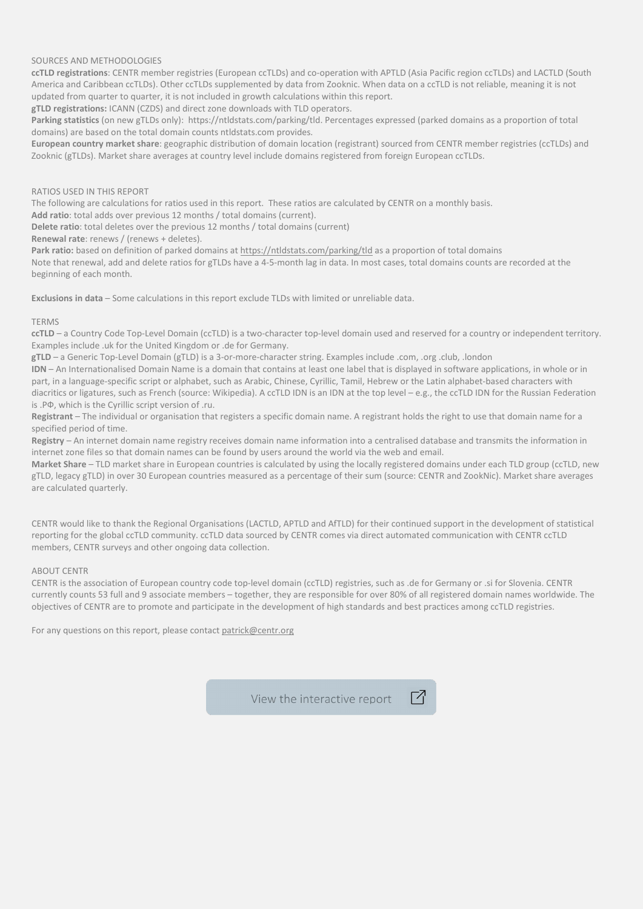## SOURCES AND METHODOLOGIES

**ccTLD registrations**: CENTR member registries (European ccTLDs) and co-operation with APTLD (Asia Pacific region ccTLDs) and LACTLD (South America and Caribbean ccTLDs). Other ccTLDs supplemented by data from Zooknic. When data on a ccTLD is not reliable, meaning it is not updated from quarter to quarter, it is not included in growth calculations within this report.

**gTLD registrations:** ICANN (CZDS) and direct zone downloads with TLD operators.

**Parking statistics** (on new gTLDs only): https://ntldstats.com/parking/tld. Percentages expressed (parked domains as a proportion of total domains) are based on the total domain counts ntldstats.com provides.

**European country market share**: geographic distribution of domain location (registrant) sourced from CENTR member registries (ccTLDs) and Zooknic (gTLDs). Market share averages at country level include domains registered from foreign European ccTLDs.

## RATIOS USED IN THIS REPORT

The following are calculations for ratios used in this report. These ratios are calculated by CENTR on a monthly basis.

**Add ratio**: total adds over previous 12 months / total domains (current).

**Delete ratio**: total deletes over the previous 12 months / total domains (current)

**Renewal rate**: renews / (renews + deletes).

**Park ratio:** based on definition of parked domains at https://ntldstats.com/parking/tld as a proportion of total domains

Note that renewal, add and delete ratios for gTLDs have a 4-5-month lag in data. In most cases, total domains counts are recorded at the beginning of each month.

**Exclusions in data** – Some calculations in this report exclude TLDs with limited or unreliable data.

## TERMS

**ccTLD** – a Country Code Top-Level Domain (ccTLD) is a two-character top-level domain used and reserved for a country or independent territory. Examples include .uk for the United Kingdom or .de for Germany.

**gTLD** – a Generic Top-Level Domain (gTLD) is a 3-or-more-character string. Examples include .com, .org .club, .london

**IDN** – An Internationalised Domain Name is a domain that contains at least one label that is displayed in software applications, in whole or in part, in a language-specific script or alphabet, such as Arabic, Chinese, Cyrillic, Tamil, Hebrew or the Latin alphabet-based characters with diacritics or ligatures, such as French (source: Wikipedia). A ccTLD IDN is an IDN at the top level – e.g., the ccTLD IDN for the Russian Federation is .РФ, which is the Cyrillic script version of .ru.

**Registrant** – The individual or organisation that registers a specific domain name. A registrant holds the right to use that domain name for a specified period of time.

**Registry** – An internet domain name registry receives domain name information into a centralised database and transmits the information in internet zone files so that domain names can be found by users around the world via the web and email.

**Market Share** – TLD market share in European countries is calculated by using the locally registered domains under each TLD group (ccTLD, new gTLD, legacy gTLD) in over 30 European countries measured as a percentage of their sum (source: CENTR and ZookNic). Market share averages are calculated quarterly.

CENTR would like to thank the Regional Organisations (LACTLD, APTLD and AfTLD) for their continued support in the development of statistical reporting for the global ccTLD community. ccTLD data sourced by CENTR comes via direct automated communication with CENTR ccTLD members, CENTR surveys and other ongoing data collection.

## ABOUT CENTR

CENTR is the association of European country code top-level domain (ccTLD) registries, such as .de for Germany or .si for Slovenia. CENTR currently counts 53 full and 9 associate members – together, they are responsible for over 80% of all registered domain names worldwide. The objectives of CENTR are to promote and participate in the development of high standards and best practices among ccTLD registries.

For any questions on this report, please contact patrick@centr.org

View the interactive report